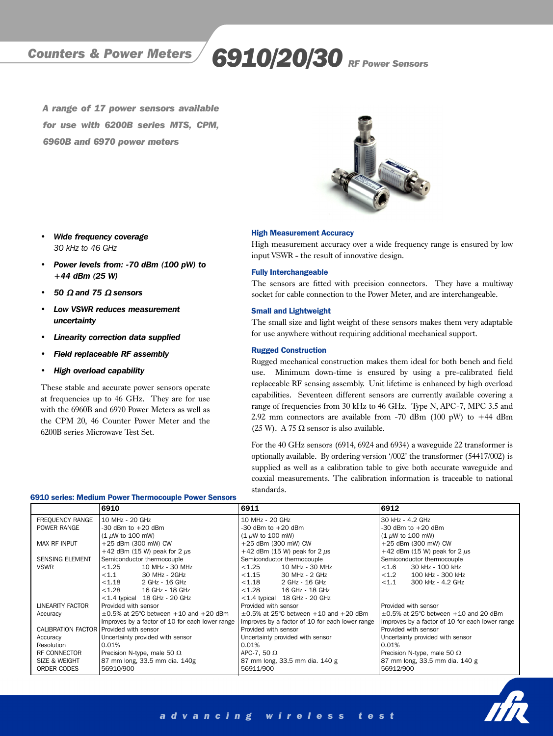Counters & Power Meters

# 6910/20/30 RF Power Sensors

***A range of 17 power sensors available for use with 6200B series MTS, CPM, 6960B and 6970 power meters***

- ***Wide frequency coverage***
  *30 kHz to 46 GHz*
- ***Power levels from: -70 dBm (100 pW) to +44 dBm (25 W)***
- ***50 Ω and 75 Ω sensors***
- ***Low VSWR reduces measurement uncertainty***
- ***Linearity correction data supplied***
- ***Field replaceable RF assembly***
- ***High overload capability***

These stable and accurate power sensors operate at frequencies up to 46 GHz. They are for use with the 6960B and 6970 Power Meters as well as the CPM 20, 46 Counter Power Meter and the 6200B series Microwave Test Set.

### High Measurement Accuracy

High measurement accuracy over a wide frequency range is ensured by low input VSWR - the result of innovative design.

### Fully Interchangeable

The sensors are fitted with precision connectors. They have a multiway socket for cable connection to the Power Meter, and are interchangeable.

### Small and Lightweight

The small size and light weight of these sensors makes them very adaptable for use anywhere without requiring additional mechanical support.

### Rugged Construction

Rugged mechanical construction makes them ideal for both bench and field use. Minimum down-time is ensured by using a pre-calibrated field replaceable RF sensing assembly. Unit lifetime is enhanced by high overload capabilities. Seventeen different sensors are currently available covering a range of frequencies from 30 kHz to 46 GHz. Type N, APC-7, MPC 3.5 and 2.92 mm connectors are available from -70 dBm (100 pW) to +44 dBm (25 W). A 75 Ω sensor is also available.

For the 40 GHz sensors (6914, 6924 and 6934) a waveguide 22 transformer is optionally available. By ordering version '/002' the transformer (54417/002) is supplied as well as a calibration table to give both accurate waveguide and coaxial measurements. The calibration information is traceable to national standards.

### 6910 series: Medium Power Thermocouple Power Sensors

| | 6910 | 6911 | 6912 |
|---|---|---|---|
| FREQUENCY RANGE | 10 MHz - 20 GHz | 10 MHz - 20 GHz | 30 kHz - 4.2 GHz |
| POWER RANGE | -30 dBm to +20 dBm (1 μW to 100 mW) | -30 dBm to +20 dBm (1 μW to 100 mW) | -30 dBm to +20 dBm (1 μW to 100 mW) |
| MAX RF INPUT | +25 dBm (300 mW) CW<br>+42 dBm (15 W) peak for 2 μs | +25 dBm (300 mW) CW<br>+42 dBm (15 W) peak for 2 μs | +25 dBm (300 mW) CW<br>+42 dBm (15 W) peak for 2 μs |
| SENSING ELEMENT | Semiconductor thermocouple | Semiconductor thermocouple | Semiconductor thermocouple |
| VSWR | <1.25 10 MHz - 30 MHz<br><1.1 30 MHz - 2GHz<br><1.18 2 GHz - 16 GHz<br><1.28 16 GHz - 18 GHz<br><1.4 typical 18 GHz - 20 GHz | <1.25 10 MHz - 30 MHz<br><1.15 30 MHz - 2 GHz<br><1.18 2 GHz - 16 GHz<br><1.28 16 GHz - 18 GHz<br><1.4 typical 18 GHz - 20 GHz | <1.6 30 kHz - 100 kHz<br><1.2 100 kHz - 300 kHz<br><1.1 300 kHz - 4.2 GHz |
| LINEARITY FACTOR | Provided with sensor | Provided with sensor | Provided with sensor |
| Accuracy | ±0.5% at 25°C between +10 and +20 dBm<br>Improves by a factor of 10 for each lower range | ±0.5% at 25°C between +10 and +20 dBm<br>Improves by a factor of 10 for each lower range | ±0.5% at 25°C between +10 and 20 dBm<br>Improves by a factor of 10 for each lower range |
| CALIBRATION FACTOR | Provided with sensor | Provided with sensor | Provided with sensor |
| Accuracy | Uncertainty provided with sensor | Uncertainty provided with sensor | Uncertainty provided with sensor |
| Resolution | 0.01% | 0.01% | 0.01% |
| RF CONNECTOR | Precision N-type, male 50 Ω | APC-7, 50 Ω | Precision N-type, male 50 Ω |
| SIZE & WEIGHT | 87 mm long, 33.5 mm dia. 140g | 87 mm long, 33.5 mm dia. 140 g | 87 mm long, 33.5 mm dia. 140 g |
| ORDER CODES | 56910/900 | 56911/900 | 56912/900 |

*advancing wireless test*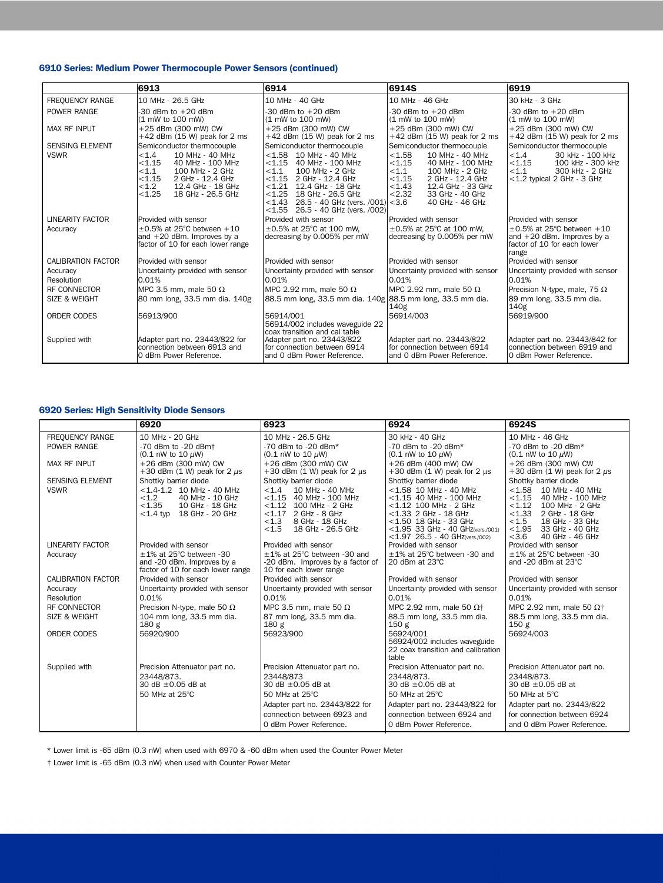### 6910 Series: Medium Power Thermocouple Power Sensors (continued)

| | 6913 | 6914 | 6914S | 6919 |
|---|---|---|---|---|
| FREQUENCY RANGE | 10 MHz - 26.5 GHz | 10 MHz - 40 GHz | 10 MHz - 46 GHz | 30 kHz - 3 GHz |
| POWER RANGE | -30 dBm to +20 dBm (1 mW to 100 mW) | -30 dBm to +20 dBm (1 mW to 100 mW) | -30 dBm to +20 dBm (1 mW to 100 mW) | -30 dBm to +20 dBm (1 mW to 100 mW) |
| MAX RF INPUT | +25 dBm (300 mW) CW<br>+42 dBm (15 W) peak for 2 ms | +25 dBm (300 mW) CW<br>+42 dBm (15 W) peak for 2 ms | +25 dBm (300 mW) CW<br>+42 dBm (15 W) peak for 2 ms | +25 dBm (300 mW) CW<br>+42 dBm (15 W) peak for 2 ms |
| SENSING ELEMENT | Semiconductor thermocouple | Semiconductor thermocouple | Semiconductor thermocouple | Semiconductor thermocouple |
| VSWR | <1.4 10 MHz - 40 MHz<br><1.15 40 MHz - 100 MHz<br><1.1 100 MHz - 2 GHz<br><1.15 2 GHz - 12.4 GHz<br><1.2 12.4 GHz - 18 GHz<br><1.25 18 GHz - 26.5 GHz | <1.58 10 MHz - 40 MHz<br><1.15 40 MHz - 100 MHz<br><1.1 100 MHz - 2 GHz<br><1.15 2 GHz - 12.4 GHz<br><1.21 12.4 GHz - 18 GHz<br><1.25 18 GHz - 26.5 GHz<br><1.43 26.5 - 40 GHz (vers. /001)<br><1.55 26.5 - 40 GHz (vers. /002) | <1.58 10 MHz - 40 MHz<br><1.15 40 MHz - 100 MHz<br><1.1 100 MHz - 2 GHz<br><1.15 2 GHz - 12.4 GHz<br><1.43 12.4 GHz - 33 GHz<br><2.32 33 GHz - 40 GHz<br><3.6 40 GHz - 46 GHz | <1.4 30 kHz - 100 kHz<br><1.15 100 kHz - 300 kHz<br><1.1 300 kHz - 2 GHz<br><1.2 typical 2 GHz - 3 GHz |
| LINEARITY FACTOR | Provided with sensor | Provided with sensor | Provided with sensor | Provided with sensor |
| Accuracy | ±0.5% at 25°C between +10 and +20 dBm. Improves by a factor of 10 for each lower range | ±0.5% at 25°C at 100 mW, decreasing by 0.005% per mW | ±0.5% at 25°C at 100 mW, decreasing by 0.005% per mW | ±0.5% at 25°C between +10 and +20 dBm. Improves by a factor of 10 for each lower range |
| CALIBRATION FACTOR | Provided with sensor | Provided with sensor | Provided with sensor | Provided with sensor |
| Accuracy | Uncertainty provided with sensor | Uncertainty provided with sensor | Uncertainty provided with sensor | Uncertainty provided with sensor |
| Resolution | 0.01% | 0.01% | 0.01% | 0.01% |
| RF CONNECTOR | MPC 3.5 mm, male 50 Ω | MPC 2.92 mm, male 50 Ω | MPC 2.92 mm, male 50 Ω | Precision N-type, male, 75 Ω |
| SIZE & WEIGHT | 80 mm long, 33.5 mm dia. 140g | 88.5 mm long, 33.5 mm dia. 140g | 88.5 mm long, 33.5 mm dia. 140g | 89 mm long, 33.5 mm dia. 140g |
| ORDER CODES | 56913/900 | 56914/001<br>56914/002 includes waveguide 22 coax transition and cal table | 56914/003 | 56919/900 |
| Supplied with | Adapter part no. 23443/822 for connection between 6913 and 0 dBm Power Reference. | Adapter part no. 23443/822 for connection between 6914 and 0 dBm Power Reference. | Adapter part no. 23443/822 for connection between 6914 and 0 dBm Power Reference. | Adapter part no. 23443/842 for connection between 6919 and 0 dBm Power Reference. |

### 6920 Series: High Sensitivity Diode Sensors

| | 6920 | 6923 | 6924 | 6924S |
|---|---|---|---|---|
| FREQUENCY RANGE | 10 MHz - 20 GHz | 10 MHz - 26.5 GHz | 30 kHz - 40 GHz | 10 MHz - 46 GHz |
| POWER RANGE | -70 dBm to -20 dBm† (0.1 nW to 10 μW) | -70 dBm to -20 dBm* (0.1 nW to 10 μW) | -70 dBm to -20 dBm* (0.1 nW to 10 μW) | -70 dBm to -20 dBm* (0.1 nW to 10 μW) |
| MAX RF INPUT | +26 dBm (300 mW) CW<br>+30 dBm (1 W) peak for 2 μs | +26 dBm (300 mW) CW<br>+30 dBm (1 W) peak for 2 μs | +26 dBm (400 mW) CW<br>+30 dBm (1 W) peak for 2 μs | +26 dBm (300 mW) CW<br>+30 dBm (1 W) peak for 2 μs |
| SENSING ELEMENT | Shottky barrier diode | Shottky barrier diode | Shottky barrier diode | Shottky barrier diode |
| VSWR | <1.4-1.2 10 MHz - 40 MHz<br><1.2 40 MHz - 10 GHz<br><1.35 10 GHz - 18 GHz<br><1.4 typ 18 GHz - 20 GHz | <1.4 10 MHz - 40 MHz<br><1.15 40 MHz - 100 MHz<br><1.12 100 MHz - 2 GHz<br><1.17 2 GHz - 8 GHz<br><1.3 8 GHz - 18 GHz<br><1.5 18 GHz - 26.5 GHz | <1.58 10 MHz - 40 MHz<br><1.15 40 MHz - 100 MHz<br><1.12 100 MHz - 2 GHz<br><1.33 2 GHz - 18 GHz<br><1.50 18 GHz - 33 GHz<br><1.95 33 GHz - 40 GHz(vers./001)<br><1.97 26.5 - 40 GHz(vers./002) | <1.58 10 MHz - 40 MHz<br><1.15 40 MHz - 100 MHz<br><1.12 100 MHz - 2 GHz<br><1.33 2 GHz - 18 GHz<br><1.5 18 GHz - 33 GHz<br><1.95 33 GHz - 40 GHz<br><3.6 40 GHz - 46 GHz |
| LINEARITY FACTOR | Provided with sensor | Provided with sensor | Provided with sensor | Provided with sensor |
| Accuracy | ±1% at 25°C between -30 and -20 dBm. Improves by a factor of 10 for each lower range | ±1% at 25°C between -30 and -20 dBm. Improves by a factor of 10 for each lower range | ±1% at 25°C between -30 and 20 dBm at 23°C | ±1% at 25°C between -30 and -20 dBm at 23°C |
| CALIBRATION FACTOR | Provided with sensor | Provided with sensor | Provided with sensor | Provided with sensor |
| Accuracy | Uncertainty provided with sensor | Uncertainty provided with sensor | Uncertainty provided with sensor | Uncertainty provided with sensor |
| Resolution | 0.01% | 0.01% | 0.01% | 0.01% |
| RF CONNECTOR | Precision N-type, male 50 Ω | MPC 3.5 mm, male 50 Ω | MPC 2.92 mm, male 50 Ω† | MPC 2.92 mm, male 50 Ω† |
| SIZE & WEIGHT | 104 mm long, 33.5 mm dia. 180 g | 87 mm long, 33.5 mm dia. 180 g | 88.5 mm long, 33.5 mm dia. 150 g | 88.5 mm long, 33.5 mm dia. 150 g |
| ORDER CODES | 56920/900 | 56923/900 | 56924/001<br>56924/002 includes waveguide 22 coax transition and calibration table | 56924/003 |
| Supplied with | Precision Attenuator part no. 23448/873. 30 dB ±0.05 dB at 50 MHz at 25°C | Precision Attenuator part no. 23448/873 30 dB ±0.05 dB at 50 MHz at 25°C<br>Adapter part no. 23443/822 for connection between 6923 and 0 dBm Power Reference. | Precision Attenuator part no. 23448/873. 30 dB ±0.05 dB at 50 MHz at 25°C<br>Adapter part no. 23443/822 for connection between 6924 and 0 dBm Power Reference. | Precision Attenuator part no. 23448/873. 30 dB ±0.05 dB at 50 MHz at 5°C<br>Adapter part no. 23443/822 for connection between 6924 and 0 dBm Power Reference. |

\* Lower limit is -65 dBm (0.3 nW) when used with 6970 & -60 dBm when used the Counter Power Meter

† Lower limit is -65 dBm (0.3 nW) when used with Counter Power Meter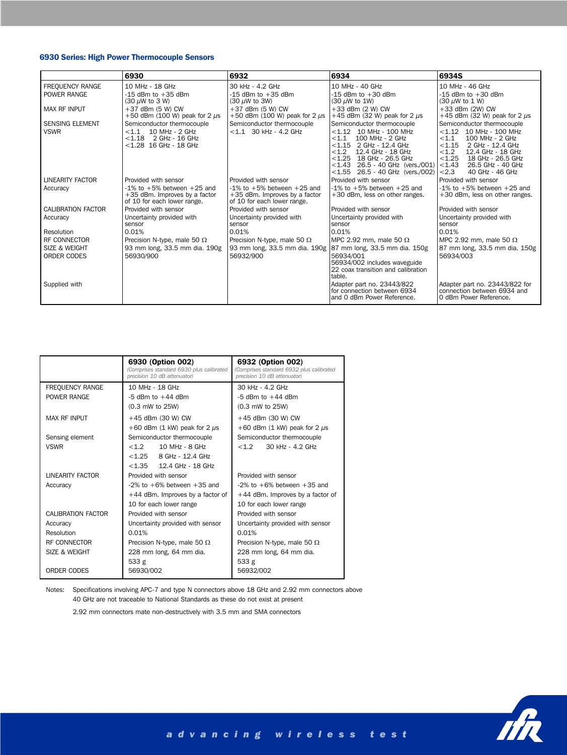## 6930 Series: High Power Thermocouple Sensors

| | 6930 | 6932 | 6934 | 6934S |
|---|---|---|---|---|
| FREQUENCY RANGE | 10 MHz - 18 GHz | 30 kHz - 4.2 GHz | 10 MHz - 40 GHz | 10 MHz - 46 GHz |
| POWER RANGE | -15 dBm to +35 dBm (30 µW to 3 W) | -15 dBm to +35 dBm (30 µW to 3W) | -15 dBm to +30 dBm (30 µW to 1W) | -15 dBm to +30 dBm (30 µW to 1 W) |
| MAX RF INPUT | +37 dBm (5 W) CW<br>+50 dBm (100 W) peak for 2 µs | +37 dBm (5 W) CW<br>+50 dBm (100 W) peak for 2 µs | +33 dBm (2 W) CW<br>+45 dBm (32 W) peak for 2 µs | +33 dBm (2W) CW<br>+45 dBm (32 W) peak for 2 µs |
| SENSING ELEMENT | Semiconductor thermocouple | Semiconductor thermocouple | Semiconductor thermocouple | Semiconductor thermocouple |
| VSWR | <1.1 10 MHz - 2 GHz<br><1.18 2 GHz - 16 GHz<br><1.28 16 GHz - 18 GHz | <1.1 30 kHz - 4.2 GHz | <1.12 10 MHz - 100 MHz<br><1.1 100 MHz - 2 GHz<br><1.15 2 GHz - 12.4 GHz<br><1.2 12.4 GHz - 18 GHz<br><1.25 18 GHz - 26.5 GHz<br><1.43 26.5 - 40 GHz (vers./001)<br><1.55 26.5 - 40 GHz (vers./002) | <1.12 10 MHz - 100 MHz<br><1.1 100 MHz - 2 GHz<br><1.15 2 GHz - 12.4 GHz<br><1.2 12.4 GHz - 18 GHz<br><1.25 18 GHz - 26.5 GHz<br><1.43 26.5 GHz - 40 GHz<br><2.3 40 GHz - 46 GHz |
| LINEARITY FACTOR | Provided with sensor | Provided with sensor | Provided with sensor | Provided with sensor |
| Accuracy | -1% to +5% between +25 and +35 dBm. Improves by a factor of 10 for each lower range. | -1% to +5% between +25 and +35 dBm. Improves by a factor of 10 for each lower range. | -1% to +5% between +25 and +30 dBm, less on other ranges. | -1% to +5% between +25 and +30 dBm, less on other ranges. |
| CALIBRATION FACTOR | Provided with sensor | Provided with sensor | Provided with sensor | Provided with sensor |
| Accuracy | Uncertainty provided with sensor | Uncertainty provided with sensor | Uncertainty provided with sensor | Uncertainty provided with sensor |
| Resolution | 0.01% | 0.01% | 0.01% | 0.01% |
| RF CONNECTOR | Precision N-type, male 50 Ω | Precision N-type, male 50 Ω | MPC 2.92 mm, male 50 Ω | MPC 2.92 mm, male 50 Ω |
| SIZE & WEIGHT | 93 mm long, 33.5 mm dia. 190g | 93 mm long, 33.5 mm dia. 190g | 87 mm long, 33.5 mm dia. 150g | 87 mm long, 33.5 mm dia. 150g |
| ORDER CODES | 56930/900 | 56932/900 | 56934/001<br>56934/002 includes waveguide 22 coax transition and calibration table. | 56934/003 |
| Supplied with | | | Adapter part no. 23443/822 for connection between 6934 and 0 dBm Power Reference. | Adapter part no. 23443/822 for connection between 6934 and 0 dBm Power Reference. |

| | 6930 (Option 002)<br>*(Comprises standard 6930 plus calibrated precision 10 dB attenuator)* | 6932 (Option 002)<br>*(Comprises standard 6932 plus calibrated precision 10 dB attenuator)* |
|---|---|---|
| FREQUENCY RANGE | 10 MHz - 18 GHz | 30 kHz - 4.2 GHz |
| POWER RANGE | -5 dBm to +44 dBm (0.3 mW to 25W) | -5 dBm to +44 dBm (0.3 mW to 25W) |
| MAX RF INPUT | +45 dBm (30 W) CW<br>+60 dBm (1 kW) peak for 2 µs | +45 dBm (30 W) CW<br>+60 dBm (1 kW) peak for 2 µs |
| Sensing element | Semiconductor thermocouple | Semiconductor thermocouple |
| VSWR | <1.2 10 MHz - 8 GHz<br><1.25 8 GHz - 12.4 GHz<br><1.35 12.4 GHz - 18 GHz | <1.2 30 kHz - 4.2 GHz |
| LINEARITY FACTOR | Provided with sensor | Provided with sensor |
| Accuracy | -2% to +6% between +35 and +44 dBm. Improves by a factor of 10 for each lower range | -2% to +6% between +35 and +44 dBm. Improves by a factor of 10 for each lower range |
| CALIBRATION FACTOR | Provided with sensor | Provided with sensor |
| Accuracy | Uncertainty provided with sensor | Uncertainty provided with sensor |
| Resolution | 0.01% | 0.01% |
| RF CONNECTOR | Precision N-type, male 50 Ω | Precision N-type, male 50 Ω |
| SIZE & WEIGHT | 228 mm long, 64 mm dia. 533 g | 228 mm long, 64 mm dia. 533 g |
| ORDER CODES | 56930/002 | 56932/002 |

Notes: Specifications involving APC-7 and type N connectors above 18 GHz and 2.92 mm connectors above 40 GHz are not traceable to National Standards as these do not exist at present

2.92 mm connectors mate non-destructively with 3.5 mm and SMA connectors

*advancing wireless test*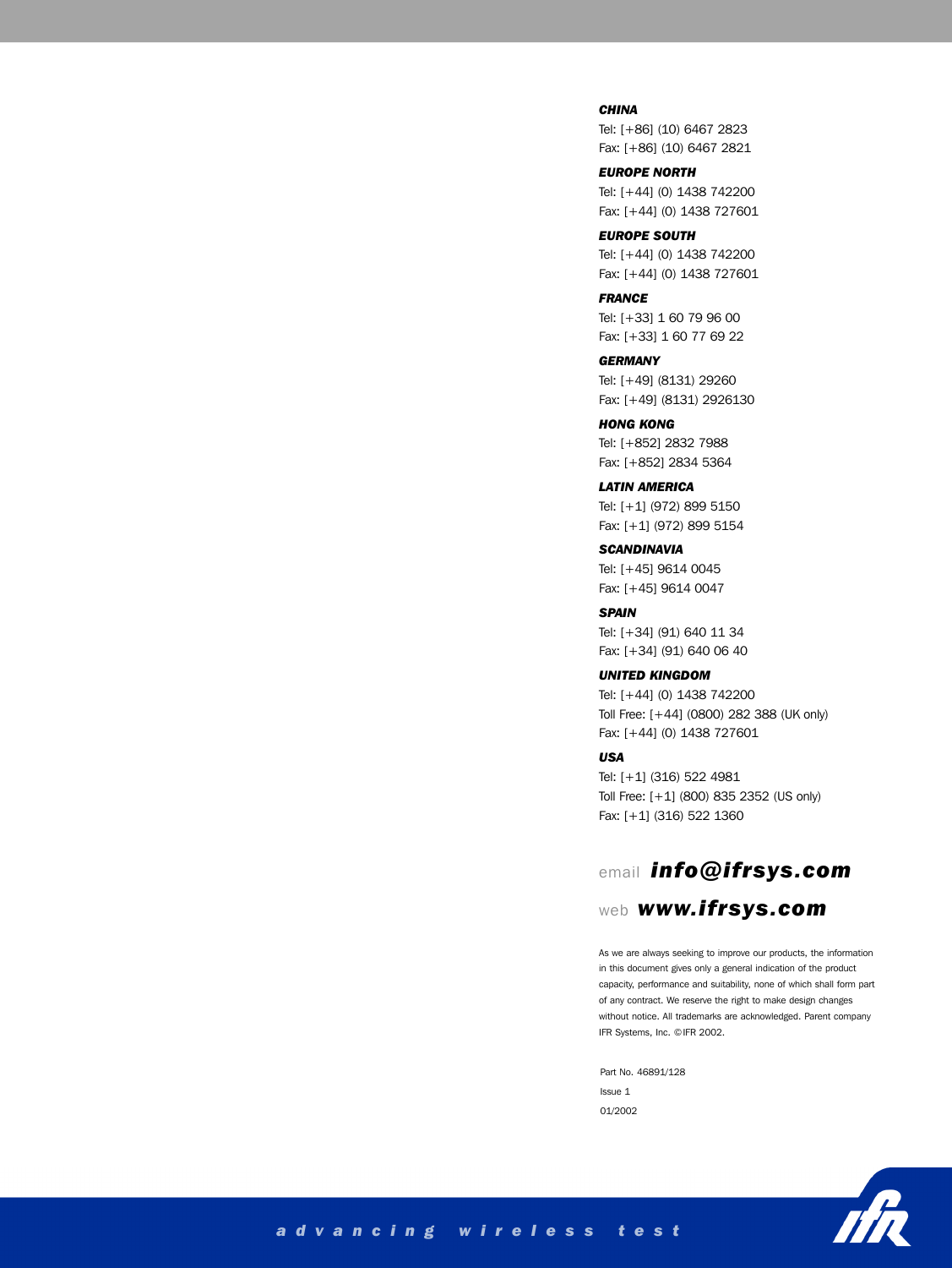***CHINA***

Tel: [+86] (10) 6467 2823

Fax: [+86] (10) 6467 2821

***EUROPE NORTH***

Tel: [+44] (0) 1438 742200

Fax: [+44] (0) 1438 727601

***EUROPE SOUTH***

Tel: [+44] (0) 1438 742200

Fax: [+44] (0) 1438 727601

***FRANCE***

Tel: [+33] 1 60 79 96 00

Fax: [+33] 1 60 77 69 22

***GERMANY***

Tel: [+49] (8131) 29260

Fax: [+49] (8131) 2926130

***HONG KONG***

Tel: [+852] 2832 7988

Fax: [+852] 2834 5364

***LATIN AMERICA***

Tel: [+1] (972) 899 5150

Fax: [+1] (972) 899 5154

***SCANDINAVIA***

Tel: [+45] 9614 0045

Fax: [+45] 9614 0047

***SPAIN***

Tel: [+34] (91) 640 11 34

Fax: [+34] (91) 640 06 40

***UNITED KINGDOM***

Tel: [+44] (0) 1438 742200

Toll Free: [+44] (0800) 282 388 (UK only)

Fax: [+44] (0) 1438 727601

***USA***

Tel: [+1] (316) 522 4981

Toll Free: [+1] (800) 835 2352 (US only)

Fax: [+1] (316) 522 1360

email ***info@ifrsys.com***

web ***www.ifrsys.com***

As we are always seeking to improve our products, the information in this document gives only a general indication of the product capacity, performance and suitability, none of which shall form part of any contract. We reserve the right to make design changes without notice. All trademarks are acknowledged. Parent company IFR Systems, Inc. ©IFR 2002.

Part No. 46891/128

Issue 1

01/2002

*advancing wireless test*